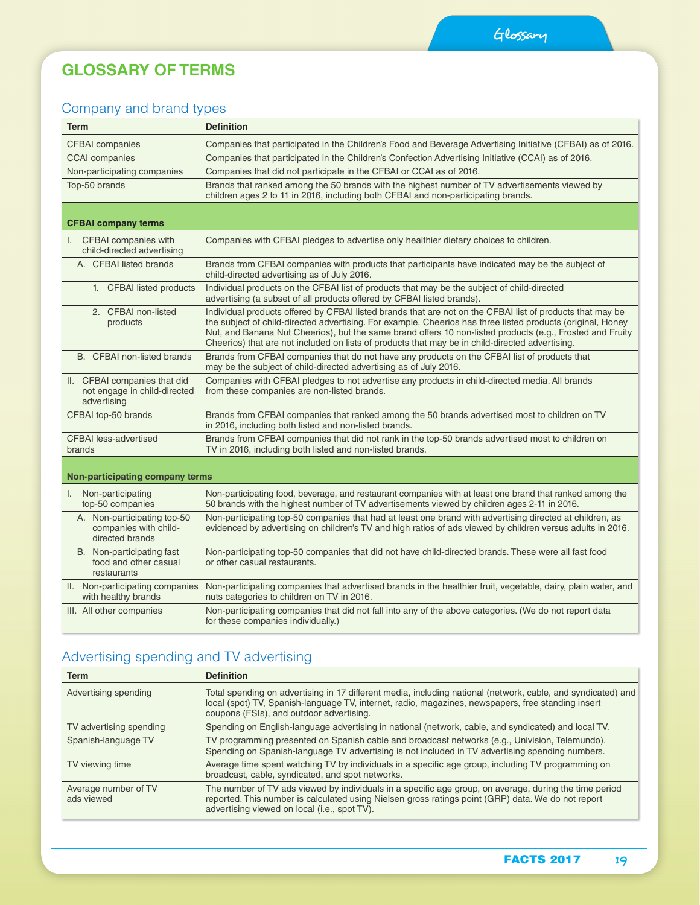# GLOSSARY OF TERMS

## Company and brand types

| Term | Definition |
|---|---|
| CFBAI companies | Companies that participated in the Children's Food and Beverage Advertising Initiative (CFBAI) as of 2016. |
| CCAI companies | Companies that participated in the Children's Confection Advertising Initiative (CCAI) as of 2016. |
| Non-participating companies | Companies that did not participate in the CFBAI or CCAI as of 2016. |
| Top-50 brands | Brands that ranked among the 50 brands with the highest number of TV advertisements viewed by children ages 2 to 11 in 2016, including both CFBAI and non-participating brands. |
| **CFBAI company terms** | |
| I. CFBAI companies with child-directed advertising | Companies with CFBAI pledges to advertise only healthier dietary choices to children. |
| A. CFBAI listed brands | Brands from CFBAI companies with products that participants have indicated may be the subject of child-directed advertising as of July 2016. |
| 1. CFBAI listed products | Individual products on the CFBAI list of products that may be the subject of child-directed advertising (a subset of all products offered by CFBAI listed brands). |
| 2. CFBAI non-listed products | Individual products offered by CFBAI listed brands that are not on the CFBAI list of products that may be the subject of child-directed advertising. For example, Cheerios has three listed products (original, Honey Nut, and Banana Nut Cheerios), but the same brand offers 10 non-listed products (e.g., Frosted and Fruity Cheerios) that are not included on lists of products that may be in child-directed advertising. |
| B. CFBAI non-listed brands | Brands from CFBAI companies that do not have any products on the CFBAI list of products that may be the subject of child-directed advertising as of July 2016. |
| II. CFBAI companies that did not engage in child-directed advertising | Companies with CFBAI pledges to not advertise any products in child-directed media. All brands from these companies are non-listed brands. |
| CFBAI top-50 brands | Brands from CFBAI companies that ranked among the 50 brands advertised most to children on TV in 2016, including both listed and non-listed brands. |
| CFBAI less-advertised brands | Brands from CFBAI companies that did not rank in the top-50 brands advertised most to children on TV in 2016, including both listed and non-listed brands. |
| **Non-participating company terms** | |
| I. Non-participating top-50 companies | Non-participating food, beverage, and restaurant companies with at least one brand that ranked among the 50 brands with the highest number of TV advertisements viewed by children ages 2-11 in 2016. |
| A. Non-participating top-50 companies with child-directed brands | Non-participating top-50 companies that had at least one brand with advertising directed at children, as evidenced by advertising on children's TV and high ratios of ads viewed by children versus adults in 2016. |
| B. Non-participating fast food and other casual restaurants | Non-participating top-50 companies that did not have child-directed brands. These were all fast food or other casual restaurants. |
| II. Non-participating companies with healthy brands | Non-participating companies that advertised brands in the healthier fruit, vegetable, dairy, plain water, and nuts categories to children on TV in 2016. |
| III. All other companies | Non-participating companies that did not fall into any of the above categories. (We do not report data for these companies individually.) |

## Advertising spending and TV advertising

| Term | Definition |
|---|---|
| Advertising spending | Total spending on advertising in 17 different media, including national (network, cable, and syndicated) and local (spot) TV, Spanish-language TV, internet, radio, magazines, newspapers, free standing insert coupons (FSIs), and outdoor advertising. |
| TV advertising spending | Spending on English-language advertising in national (network, cable, and syndicated) and local TV. |
| Spanish-language TV | TV programming presented on Spanish cable and broadcast networks (e.g., Univision, Telemundo). Spending on Spanish-language TV advertising is not included in TV advertising spending numbers. |
| TV viewing time | Average time spent watching TV by individuals in a specific age group, including TV programming on broadcast, cable, syndicated, and spot networks. |
| Average number of TV ads viewed | The number of TV ads viewed by individuals in a specific age group, on average, during the time period reported. This number is calculated using Nielsen gross ratings point (GRP) data. We do not report advertising viewed on local (i.e., spot TV). |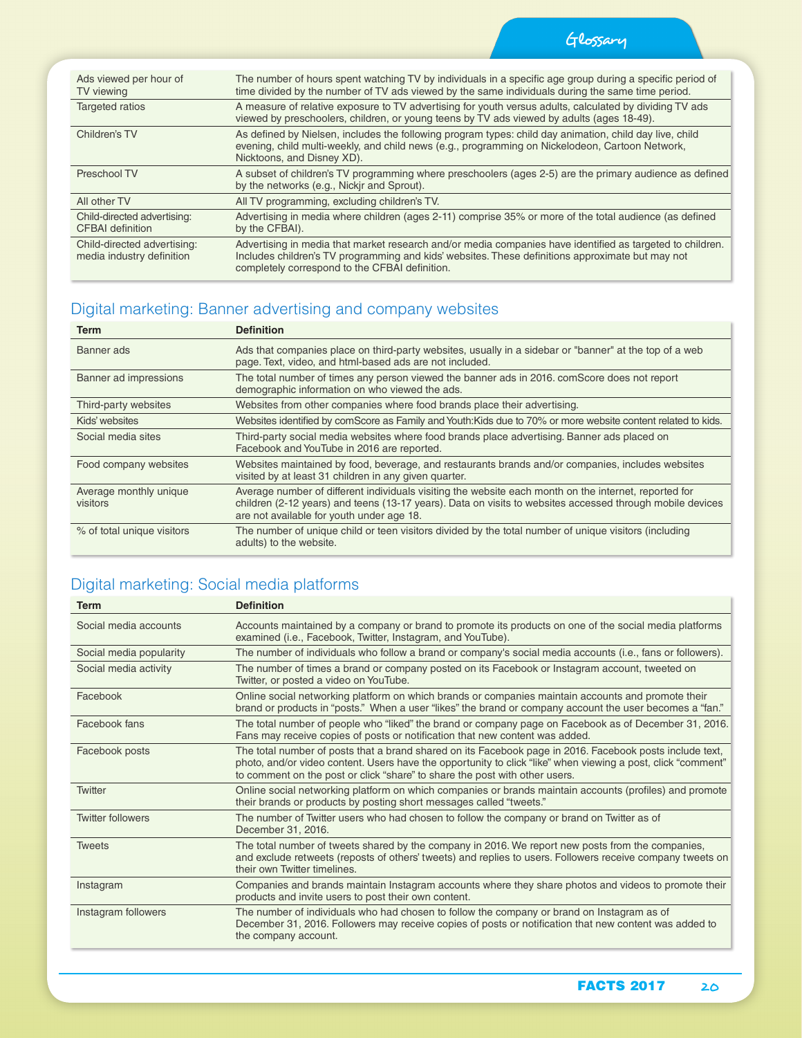## Glossary

| | |
|---|---|
| Ads viewed per hour of TV viewing | The number of hours spent watching TV by individuals in a specific age group during a specific period of time divided by the number of TV ads viewed by the same individuals during the same time period. |
| Targeted ratios | A measure of relative exposure to TV advertising for youth versus adults, calculated by dividing TV ads viewed by preschoolers, children, or young teens by TV ads viewed by adults (ages 18-49). |
| Children's TV | As defined by Nielsen, includes the following program types: child day animation, child day live, child evening, child multi-weekly, and child news (e.g., programming on Nickelodeon, Cartoon Network, Nicktoons, and Disney XD). |
| Preschool TV | A subset of children's TV programming where preschoolers (ages 2-5) are the primary audience as defined by the networks (e.g., Nickjr and Sprout). |
| All other TV | All TV programming, excluding children's TV. |
| Child-directed advertising: CFBAI definition | Advertising in media where children (ages 2-11) comprise 35% or more of the total audience (as defined by the CFBAI). |
| Child-directed advertising: media industry definition | Advertising in media that market research and/or media companies have identified as targeted to children. Includes children's TV programming and kids' websites. These definitions approximate but may not completely correspond to the CFBAI definition. |

## Digital marketing: Banner advertising and company websites

| Term | Definition |
|---|---|
| Banner ads | Ads that companies place on third-party websites, usually in a sidebar or "banner" at the top of a web page. Text, video, and html-based ads are not included. |
| Banner ad impressions | The total number of times any person viewed the banner ads in 2016. comScore does not report demographic information on who viewed the ads. |
| Third-party websites | Websites from other companies where food brands place their advertising. |
| Kids' websites | Websites identified by comScore as Family and Youth:Kids due to 70% or more website content related to kids. |
| Social media sites | Third-party social media websites where food brands place advertising. Banner ads placed on Facebook and YouTube in 2016 are reported. |
| Food company websites | Websites maintained by food, beverage, and restaurants brands and/or companies, includes websites visited by at least 31 children in any given quarter. |
| Average monthly unique visitors | Average number of different individuals visiting the website each month on the internet, reported for children (2-12 years) and teens (13-17 years). Data on visits to websites accessed through mobile devices are not available for youth under age 18. |
| % of total unique visitors | The number of unique child or teen visitors divided by the total number of unique visitors (including adults) to the website. |

## Digital marketing: Social media platforms

| Term | Definition |
|---|---|
| Social media accounts | Accounts maintained by a company or brand to promote its products on one of the social media platforms examined (i.e., Facebook, Twitter, Instagram, and YouTube). |
| Social media popularity | The number of individuals who follow a brand or company's social media accounts (i.e., fans or followers). |
| Social media activity | The number of times a brand or company posted on its Facebook or Instagram account, tweeted on Twitter, or posted a video on YouTube. |
| Facebook | Online social networking platform on which brands or companies maintain accounts and promote their brand or products in "posts." When a user "likes" the brand or company account the user becomes a "fan." |
| Facebook fans | The total number of people who "liked" the brand or company page on Facebook as of December 31, 2016. Fans may receive copies of posts or notification that new content was added. |
| Facebook posts | The total number of posts that a brand shared on its Facebook page in 2016. Facebook posts include text, photo, and/or video content. Users have the opportunity to click "like" when viewing a post, click "comment" to comment on the post or click "share" to share the post with other users. |
| Twitter | Online social networking platform on which companies or brands maintain accounts (profiles) and promote their brands or products by posting short messages called "tweets." |
| Twitter followers | The number of Twitter users who had chosen to follow the company or brand on Twitter as of December 31, 2016. |
| Tweets | The total number of tweets shared by the company in 2016. We report new posts from the companies, and exclude retweets (reposts of others' tweets) and replies to users. Followers receive company tweets on their own Twitter timelines. |
| Instagram | Companies and brands maintain Instagram accounts where they share photos and videos to promote their products and invite users to post their own content. |
| Instagram followers | The number of individuals who had chosen to follow the company or brand on Instagram as of December 31, 2016. Followers may receive copies of posts or notification that new content was added to the company account. |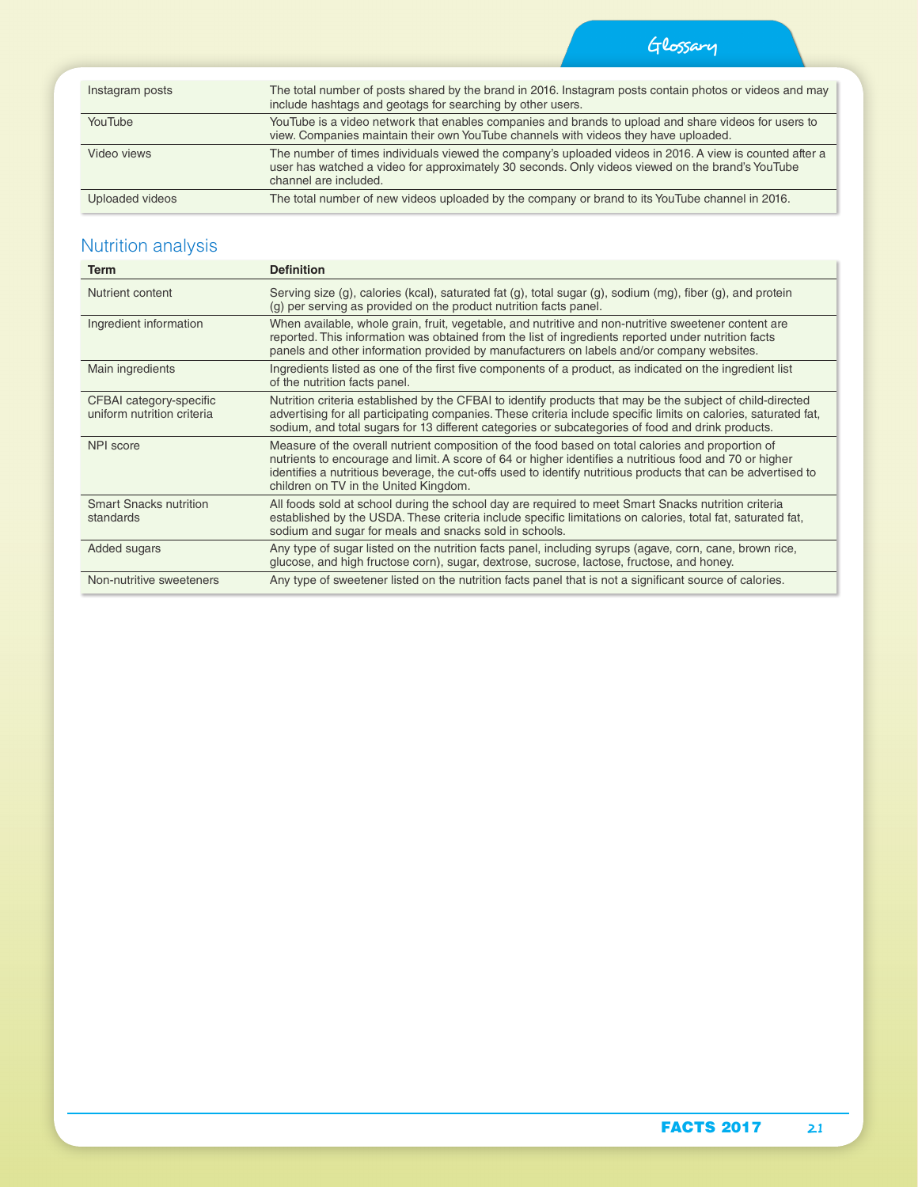| | |
|---|---|
| Instagram posts | The total number of posts shared by the brand in 2016. Instagram posts contain photos or videos and may include hashtags and geotags for searching by other users. |
| YouTube | YouTube is a video network that enables companies and brands to upload and share videos for users to view. Companies maintain their own YouTube channels with videos they have uploaded. |
| Video views | The number of times individuals viewed the company's uploaded videos in 2016. A view is counted after a user has watched a video for approximately 30 seconds. Only videos viewed on the brand's YouTube channel are included. |
| Uploaded videos | The total number of new videos uploaded by the company or brand to its YouTube channel in 2016. |

## Nutrition analysis

| Term | Definition |
|---|---|
| Nutrient content | Serving size (g), calories (kcal), saturated fat (g), total sugar (g), sodium (mg), fiber (g), and protein (g) per serving as provided on the product nutrition facts panel. |
| Ingredient information | When available, whole grain, fruit, vegetable, and nutritive and non-nutritive sweetener content are reported. This information was obtained from the list of ingredients reported under nutrition facts panels and other information provided by manufacturers on labels and/or company websites. |
| Main ingredients | Ingredients listed as one of the first five components of a product, as indicated on the ingredient list of the nutrition facts panel. |
| CFBAI category-specific uniform nutrition criteria | Nutrition criteria established by the CFBAI to identify products that may be the subject of child-directed advertising for all participating companies. These criteria include specific limits on calories, saturated fat, sodium, and total sugars for 13 different categories or subcategories of food and drink products. |
| NPI score | Measure of the overall nutrient composition of the food based on total calories and proportion of nutrients to encourage and limit. A score of 64 or higher identifies a nutritious food and 70 or higher identifies a nutritious beverage, the cut-offs used to identify nutritious products that can be advertised to children on TV in the United Kingdom. |
| Smart Snacks nutrition standards | All foods sold at school during the school day are required to meet Smart Snacks nutrition criteria established by the USDA. These criteria include specific limitations on calories, total fat, saturated fat, sodium and sugar for meals and snacks sold in schools. |
| Added sugars | Any type of sugar listed on the nutrition facts panel, including syrups (agave, corn, cane, brown rice, glucose, and high fructose corn), sugar, dextrose, sucrose, lactose, fructose, and honey. |
| Non-nutritive sweeteners | Any type of sweetener listed on the nutrition facts panel that is not a significant source of calories. |